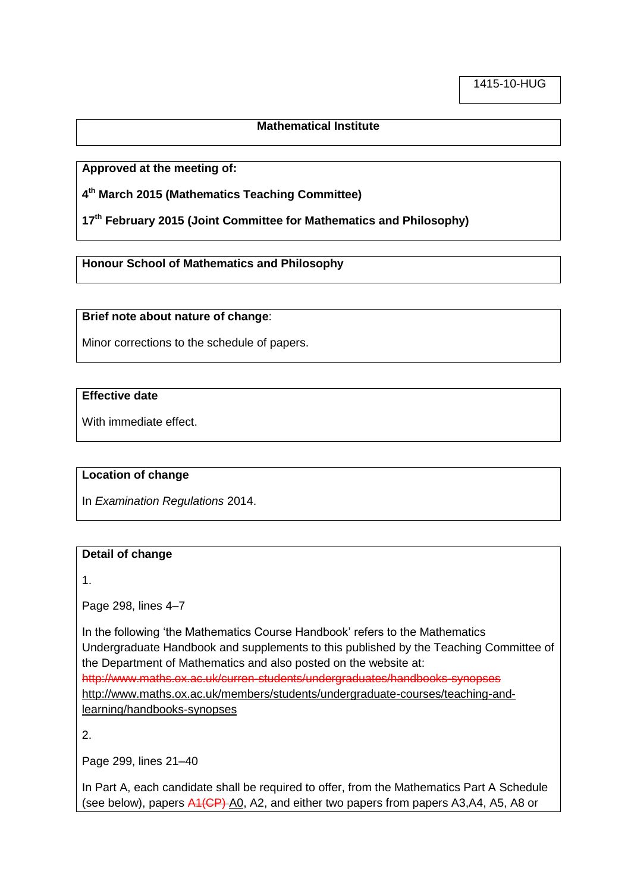1415-10-HUG

**Mathematical Institute**

**Approved at the meeting of:**

**4th March 2015 (Mathematics Teaching Committee)**

**17th February 2015 (Joint Committee for Mathematics and Philosophy)**

**Honour School of Mathematics and Philosophy**

**Brief note about nature of change**:

Minor corrections to the schedule of papers.

**Effective date**

With immediate effect.

**Location of change**

In *Examination Regulations* 2014.

**Detail of change**

1.

Page 298, lines 4–7

In the following 'the Mathematics Course Handbook' refers to the Mathematics Undergraduate Handbook and supplements to this published by the Teaching Committee of the Department of Mathematics and also posted on the website at: ~~http://www.maths.ox.ac.uk/curren-students/undergraduates/handbooks-synopses~~ <u>http://www.maths.ox.ac.uk/members/students/undergraduate-courses/teaching-and-learning/handbooks-synopses</u>

2.

Page 299, lines 21–40

In Part A, each candidate shall be required to offer, from the Mathematics Part A Schedule (see below), papers ~~A1(CP)~~ <u>A0</u>, A2, and either two papers from papers A3,A4, A5, A8 or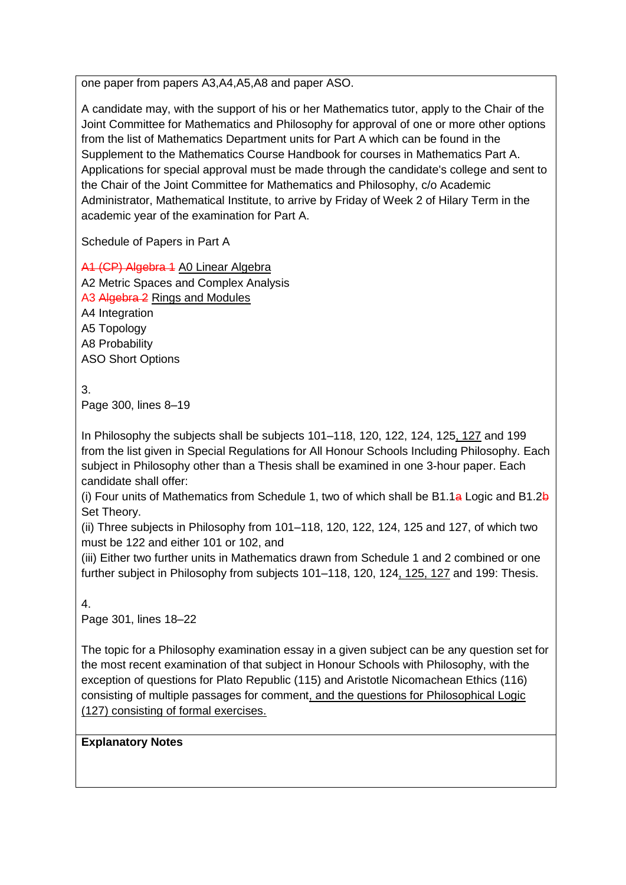one paper from papers A3,A4,A5,A8 and paper ASO.

A candidate may, with the support of his or her Mathematics tutor, apply to the Chair of the Joint Committee for Mathematics and Philosophy for approval of one or more other options from the list of Mathematics Department units for Part A which can be found in the Supplement to the Mathematics Course Handbook for courses in Mathematics Part A. Applications for special approval must be made through the candidate's college and sent to the Chair of the Joint Committee for Mathematics and Philosophy, c/o Academic Administrator, Mathematical Institute, to arrive by Friday of Week 2 of Hilary Term in the academic year of the examination for Part A.

Schedule of Papers in Part A

~~A1 (CP) Algebra 1~~ A0 Linear Algebra
A2 Metric Spaces and Complex Analysis
A3 ~~Algebra 2~~ Rings and Modules
A4 Integration
A5 Topology
A8 Probability
ASO Short Options

3.
Page 300, lines 8–19

In Philosophy the subjects shall be subjects 101–118, 120, 122, 124, 125, 127 and 199 from the list given in Special Regulations for All Honour Schools Including Philosophy. Each subject in Philosophy other than a Thesis shall be examined in one 3-hour paper. Each candidate shall offer:
(i) Four units of Mathematics from Schedule 1, two of which shall be B1.1~~a~~ Logic and B1.2~~b~~ Set Theory.
(ii) Three subjects in Philosophy from 101–118, 120, 122, 124, 125 and 127, of which two must be 122 and either 101 or 102, and
(iii) Either two further units in Mathematics drawn from Schedule 1 and 2 combined or one further subject in Philosophy from subjects 101–118, 120, 124, 125, 127 and 199: Thesis.

4.
Page 301, lines 18–22

The topic for a Philosophy examination essay in a given subject can be any question set for the most recent examination of that subject in Honour Schools with Philosophy, with the exception of questions for Plato Republic (115) and Aristotle Nicomachean Ethics (116) consisting of multiple passages for comment, and the questions for Philosophical Logic (127) consisting of formal exercises.

**Explanatory Notes**